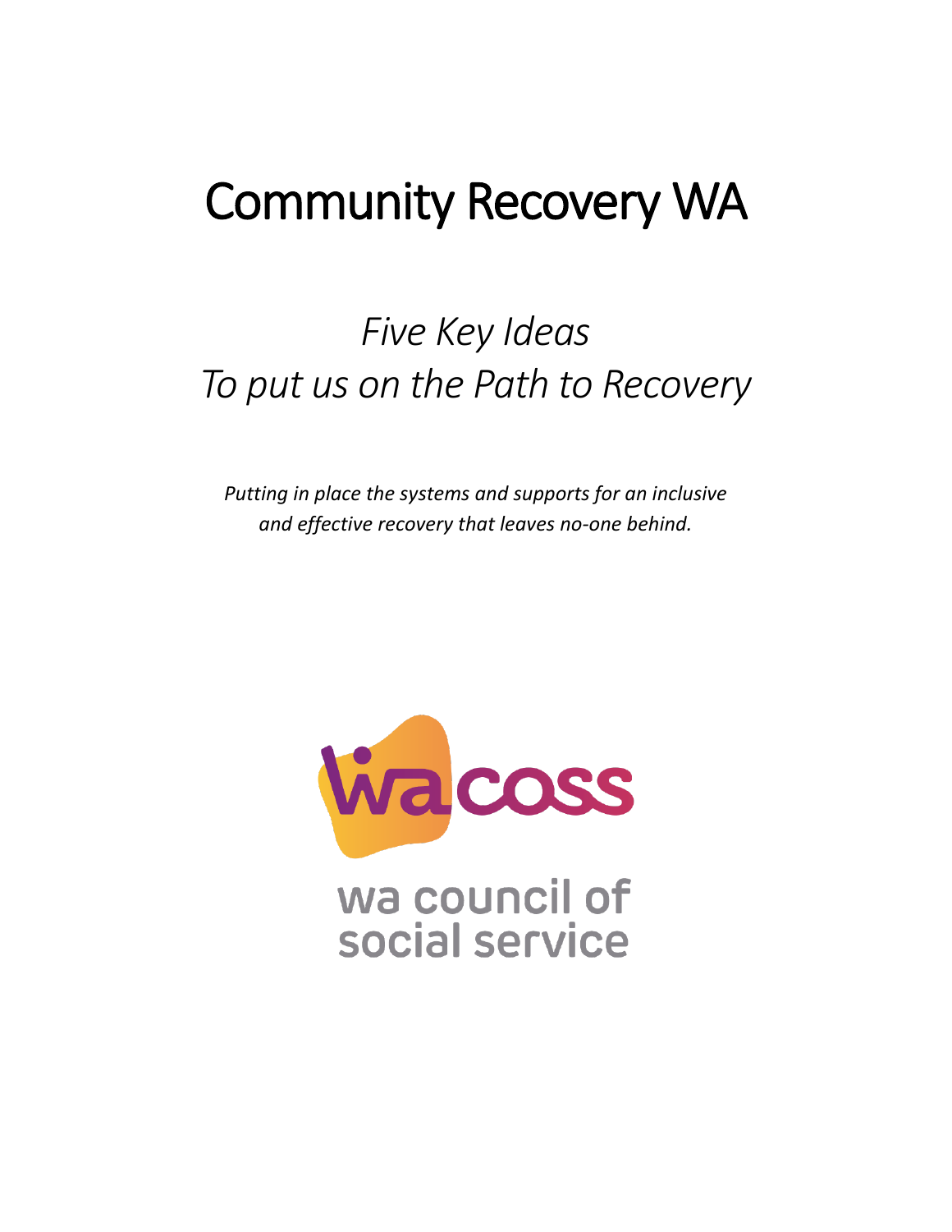# Community Recovery WA

## *Five Key Ideas*
## *To put us on the Path to Recovery*

*Putting in place the systems and supports for an inclusive and effective recovery that leaves no-one behind.*

wacoss

wa council of social service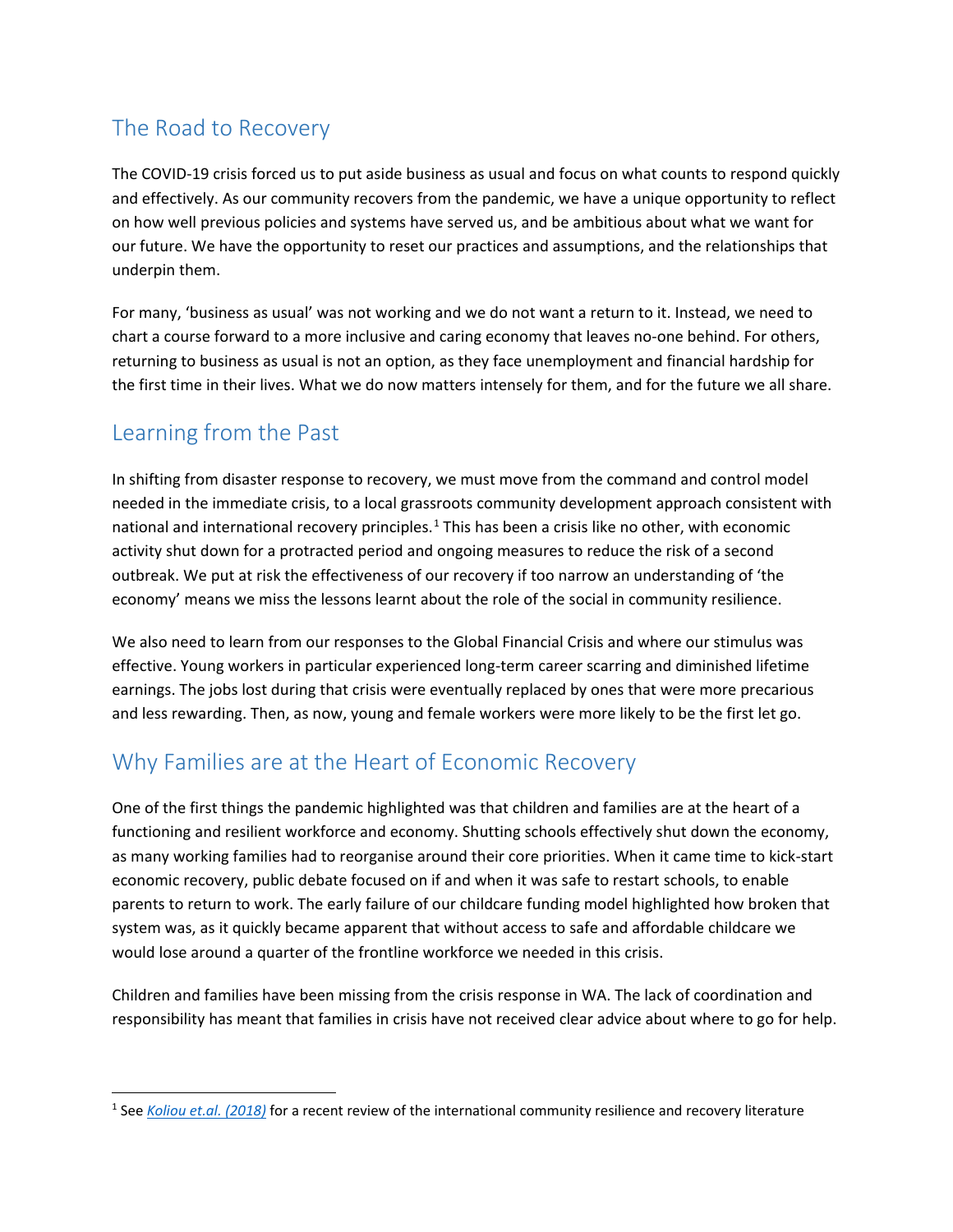## The Road to Recovery

The COVID-19 crisis forced us to put aside business as usual and focus on what counts to respond quickly and effectively. As our community recovers from the pandemic, we have a unique opportunity to reflect on how well previous policies and systems have served us, and be ambitious about what we want for our future. We have the opportunity to reset our practices and assumptions, and the relationships that underpin them.

For many, 'business as usual' was not working and we do not want a return to it. Instead, we need to chart a course forward to a more inclusive and caring economy that leaves no-one behind. For others, returning to business as usual is not an option, as they face unemployment and financial hardship for the first time in their lives. What we do now matters intensely for them, and for the future we all share.

## Learning from the Past

In shifting from disaster response to recovery, we must move from the command and control model needed in the immediate crisis, to a local grassroots community development approach consistent with national and international recovery principles.[1] This has been a crisis like no other, with economic activity shut down for a protracted period and ongoing measures to reduce the risk of a second outbreak. We put at risk the effectiveness of our recovery if too narrow an understanding of 'the economy' means we miss the lessons learnt about the role of the social in community resilience.

We also need to learn from our responses to the Global Financial Crisis and where our stimulus was effective. Young workers in particular experienced long-term career scarring and diminished lifetime earnings. The jobs lost during that crisis were eventually replaced by ones that were more precarious and less rewarding. Then, as now, young and female workers were more likely to be the first let go.

## Why Families are at the Heart of Economic Recovery

One of the first things the pandemic highlighted was that children and families are at the heart of a functioning and resilient workforce and economy. Shutting schools effectively shut down the economy, as many working families had to reorganise around their core priorities. When it came time to kick-start economic recovery, public debate focused on if and when it was safe to restart schools, to enable parents to return to work. The early failure of our childcare funding model highlighted how broken that system was, as it quickly became apparent that without access to safe and affordable childcare we would lose around a quarter of the frontline workforce we needed in this crisis.

Children and families have been missing from the crisis response in WA. The lack of coordination and responsibility has meant that families in crisis have not received clear advice about where to go for help.

---

[1] See *Koliou et.al. (2018)* for a recent review of the international community resilience and recovery literature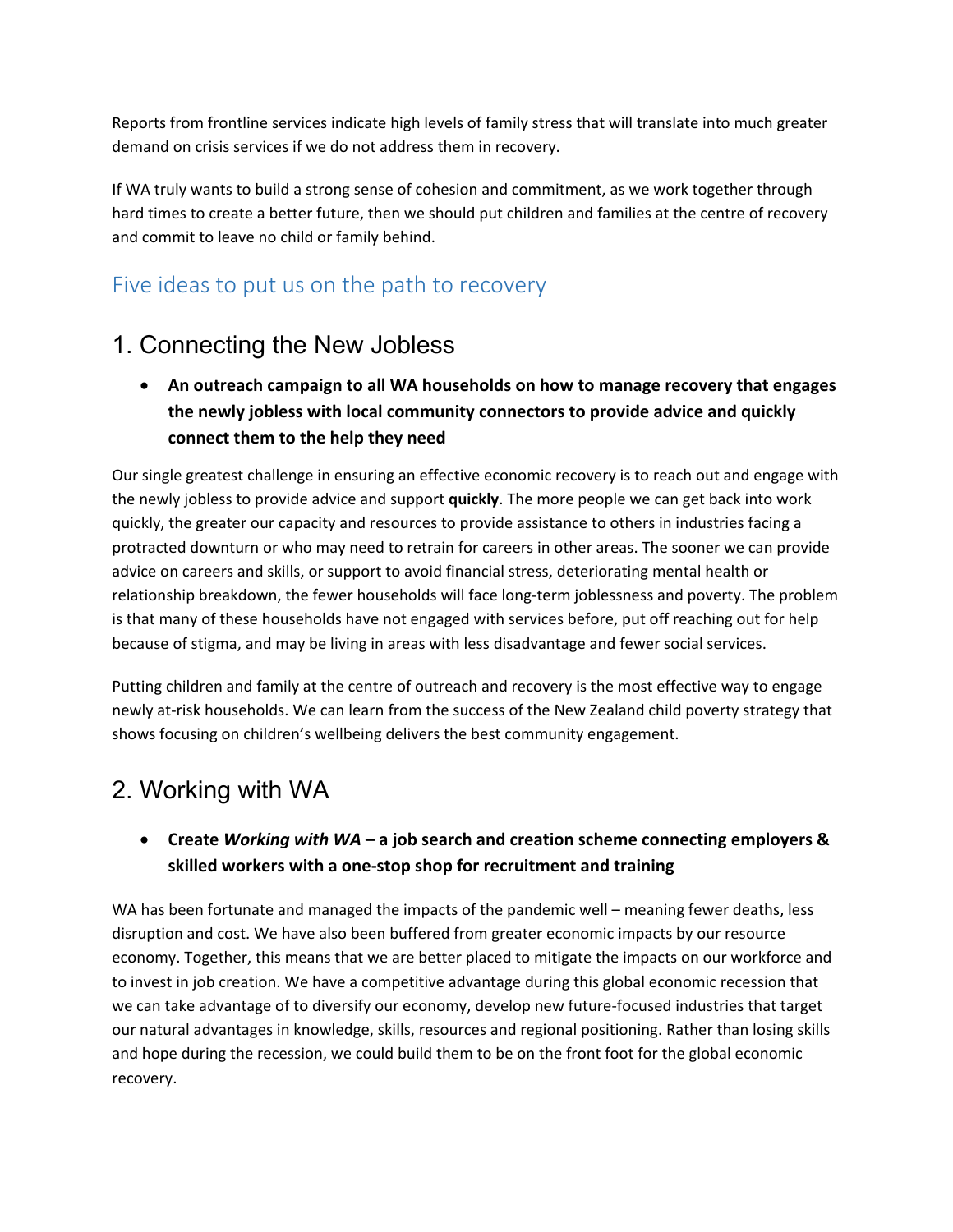Reports from frontline services indicate high levels of family stress that will translate into much greater demand on crisis services if we do not address them in recovery.

If WA truly wants to build a strong sense of cohesion and commitment, as we work together through hard times to create a better future, then we should put children and families at the centre of recovery and commit to leave no child or family behind.

## Five ideas to put us on the path to recovery

# 1. Connecting the New Jobless

- **An outreach campaign to all WA households on how to manage recovery that engages the newly jobless with local community connectors to provide advice and quickly connect them to the help they need**

Our single greatest challenge in ensuring an effective economic recovery is to reach out and engage with the newly jobless to provide advice and support **quickly**. The more people we can get back into work quickly, the greater our capacity and resources to provide assistance to others in industries facing a protracted downturn or who may need to retrain for careers in other areas. The sooner we can provide advice on careers and skills, or support to avoid financial stress, deteriorating mental health or relationship breakdown, the fewer households will face long-term joblessness and poverty. The problem is that many of these households have not engaged with services before, put off reaching out for help because of stigma, and may be living in areas with less disadvantage and fewer social services.

Putting children and family at the centre of outreach and recovery is the most effective way to engage newly at-risk households. We can learn from the success of the New Zealand child poverty strategy that shows focusing on children's wellbeing delivers the best community engagement.

# 2. Working with WA

- **Create *Working with WA* – a job search and creation scheme connecting employers & skilled workers with a one-stop shop for recruitment and training**

WA has been fortunate and managed the impacts of the pandemic well – meaning fewer deaths, less disruption and cost. We have also been buffered from greater economic impacts by our resource economy. Together, this means that we are better placed to mitigate the impacts on our workforce and to invest in job creation. We have a competitive advantage during this global economic recession that we can take advantage of to diversify our economy, develop new future-focused industries that target our natural advantages in knowledge, skills, resources and regional positioning. Rather than losing skills and hope during the recession, we could build them to be on the front foot for the global economic recovery.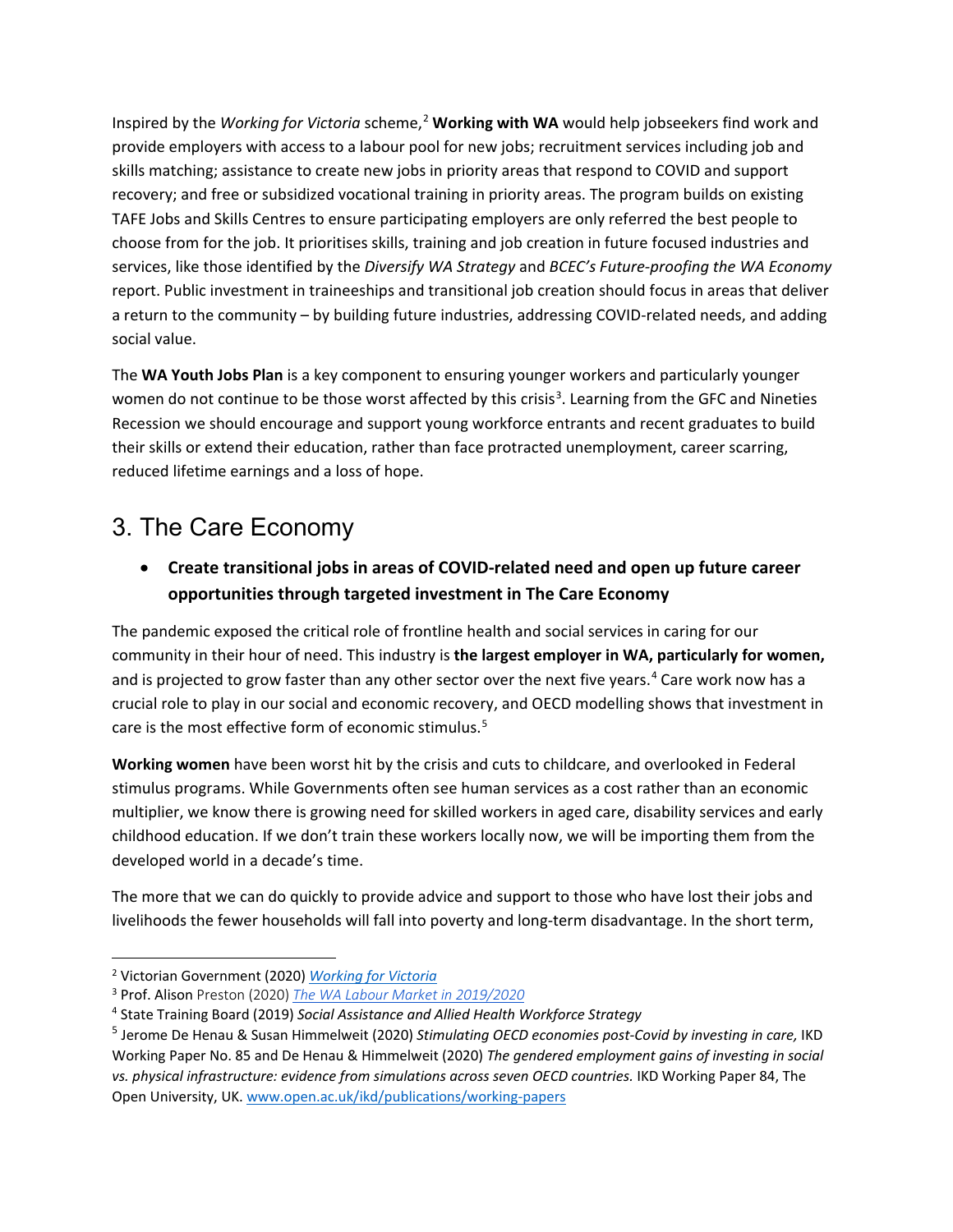Inspired by the *Working for Victoria* scheme,[2] **Working with WA** would help jobseekers find work and provide employers with access to a labour pool for new jobs; recruitment services including job and skills matching; assistance to create new jobs in priority areas that respond to COVID and support recovery; and free or subsidized vocational training in priority areas. The program builds on existing TAFE Jobs and Skills Centres to ensure participating employers are only referred the best people to choose from for the job. It prioritises skills, training and job creation in future focused industries and services, like those identified by the *Diversify WA Strategy* and *BCEC's Future-proofing the WA Economy* report. Public investment in traineeships and transitional job creation should focus in areas that deliver a return to the community – by building future industries, addressing COVID-related needs, and adding social value.

The **WA Youth Jobs Plan** is a key component to ensuring younger workers and particularly younger women do not continue to be those worst affected by this crisis[3]. Learning from the GFC and Nineties Recession we should encourage and support young workforce entrants and recent graduates to build their skills or extend their education, rather than face protracted unemployment, career scarring, reduced lifetime earnings and a loss of hope.

## 3. The Care Economy

- **Create transitional jobs in areas of COVID-related need and open up future career opportunities through targeted investment in The Care Economy**

The pandemic exposed the critical role of frontline health and social services in caring for our community in their hour of need. This industry is **the largest employer in WA, particularly for women,** and is projected to grow faster than any other sector over the next five years.[4] Care work now has a crucial role to play in our social and economic recovery, and OECD modelling shows that investment in care is the most effective form of economic stimulus.[5]

**Working women** have been worst hit by the crisis and cuts to childcare, and overlooked in Federal stimulus programs. While Governments often see human services as a cost rather than an economic multiplier, we know there is growing need for skilled workers in aged care, disability services and early childhood education. If we don't train these workers locally now, we will be importing them from the developed world in a decade's time.

The more that we can do quickly to provide advice and support to those who have lost their jobs and livelihoods the fewer households will fall into poverty and long-term disadvantage. In the short term,

---

[2] Victorian Government (2020) *Working for Victoria*

[3] Prof. Alison Preston (2020) *The WA Labour Market in 2019/2020*

[4] State Training Board (2019) *Social Assistance and Allied Health Workforce Strategy*

[5] Jerome De Henau & Susan Himmelweit (2020) *Stimulating OECD economies post-Covid by investing in care,* IKD Working Paper No. 85 and De Henau & Himmelweit (2020) *The gendered employment gains of investing in social vs. physical infrastructure: evidence from simulations across seven OECD countries.* IKD Working Paper 84, The Open University, UK. www.open.ac.uk/ikd/publications/working-papers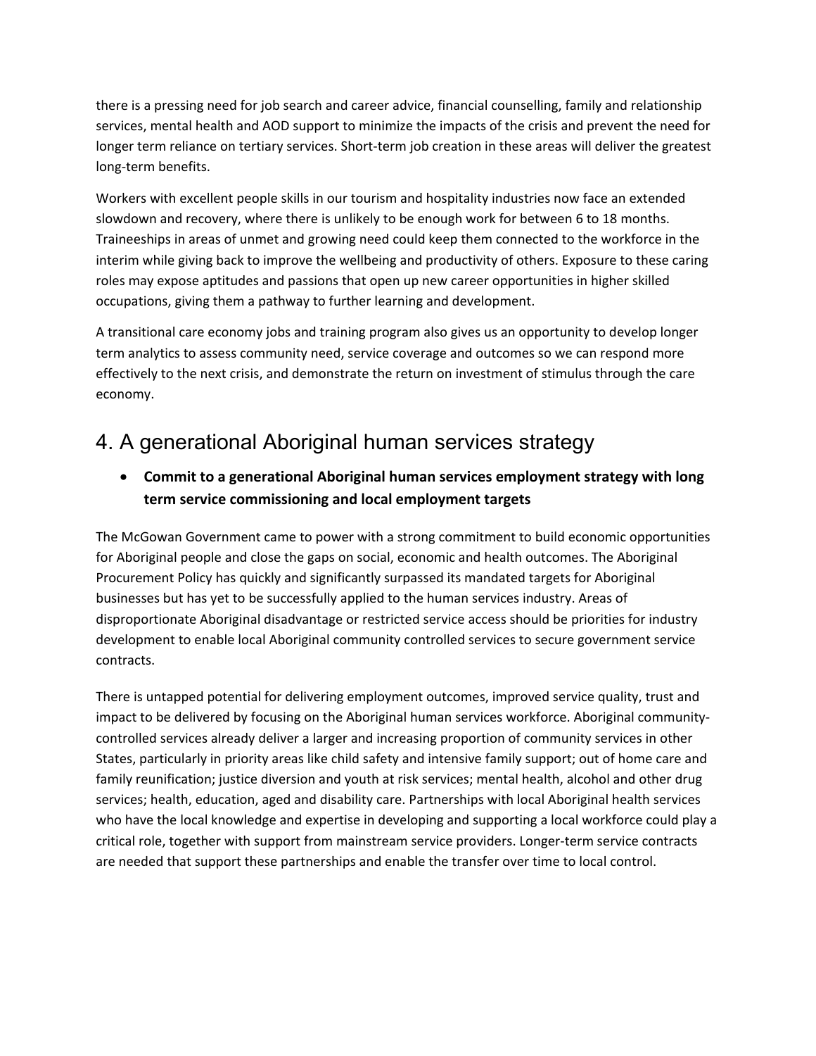there is a pressing need for job search and career advice, financial counselling, family and relationship services, mental health and AOD support to minimize the impacts of the crisis and prevent the need for longer term reliance on tertiary services. Short-term job creation in these areas will deliver the greatest long-term benefits.

Workers with excellent people skills in our tourism and hospitality industries now face an extended slowdown and recovery, where there is unlikely to be enough work for between 6 to 18 months. Traineeships in areas of unmet and growing need could keep them connected to the workforce in the interim while giving back to improve the wellbeing and productivity of others. Exposure to these caring roles may expose aptitudes and passions that open up new career opportunities in higher skilled occupations, giving them a pathway to further learning and development.

A transitional care economy jobs and training program also gives us an opportunity to develop longer term analytics to assess community need, service coverage and outcomes so we can respond more effectively to the next crisis, and demonstrate the return on investment of stimulus through the care economy.

# 4. A generational Aboriginal human services strategy

- **Commit to a generational Aboriginal human services employment strategy with long term service commissioning and local employment targets**

The McGowan Government came to power with a strong commitment to build economic opportunities for Aboriginal people and close the gaps on social, economic and health outcomes. The Aboriginal Procurement Policy has quickly and significantly surpassed its mandated targets for Aboriginal businesses but has yet to be successfully applied to the human services industry. Areas of disproportionate Aboriginal disadvantage or restricted service access should be priorities for industry development to enable local Aboriginal community controlled services to secure government service contracts.

There is untapped potential for delivering employment outcomes, improved service quality, trust and impact to be delivered by focusing on the Aboriginal human services workforce. Aboriginal community-controlled services already deliver a larger and increasing proportion of community services in other States, particularly in priority areas like child safety and intensive family support; out of home care and family reunification; justice diversion and youth at risk services; mental health, alcohol and other drug services; health, education, aged and disability care. Partnerships with local Aboriginal health services who have the local knowledge and expertise in developing and supporting a local workforce could play a critical role, together with support from mainstream service providers. Longer-term service contracts are needed that support these partnerships and enable the transfer over time to local control.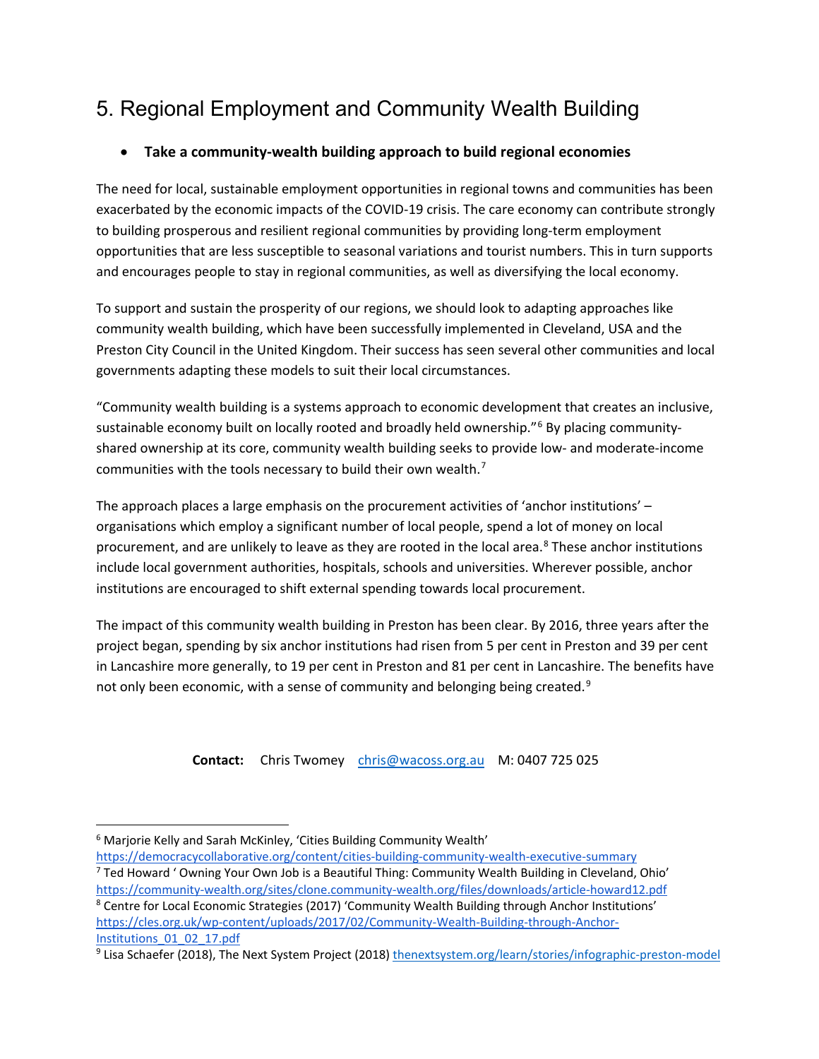## 5. Regional Employment and Community Wealth Building

- **Take a community-wealth building approach to build regional economies**

The need for local, sustainable employment opportunities in regional towns and communities has been exacerbated by the economic impacts of the COVID-19 crisis. The care economy can contribute strongly to building prosperous and resilient regional communities by providing long-term employment opportunities that are less susceptible to seasonal variations and tourist numbers. This in turn supports and encourages people to stay in regional communities, as well as diversifying the local economy.

To support and sustain the prosperity of our regions, we should look to adapting approaches like community wealth building, which have been successfully implemented in Cleveland, USA and the Preston City Council in the United Kingdom. Their success has seen several other communities and local governments adapting these models to suit their local circumstances.

"Community wealth building is a systems approach to economic development that creates an inclusive, sustainable economy built on locally rooted and broadly held ownership."[6] By placing community-shared ownership at its core, community wealth building seeks to provide low- and moderate-income communities with the tools necessary to build their own wealth.[7]

The approach places a large emphasis on the procurement activities of 'anchor institutions' – organisations which employ a significant number of local people, spend a lot of money on local procurement, and are unlikely to leave as they are rooted in the local area.[8] These anchor institutions include local government authorities, hospitals, schools and universities. Wherever possible, anchor institutions are encouraged to shift external spending towards local procurement.

The impact of this community wealth building in Preston has been clear. By 2016, three years after the project began, spending by six anchor institutions had risen from 5 per cent in Preston and 39 per cent in Lancashire more generally, to 19 per cent in Preston and 81 per cent in Lancashire. The benefits have not only been economic, with a sense of community and belonging being created.[9]

**Contact:** Chris Twomey chris@wacoss.org.au M: 0407 725 025

---

[6] Marjorie Kelly and Sarah McKinley, 'Cities Building Community Wealth' https://democracycollaborative.org/content/cities-building-community-wealth-executive-summary

[7] Ted Howard ' Owning Your Own Job is a Beautiful Thing: Community Wealth Building in Cleveland, Ohio' https://community-wealth.org/sites/clone.community-wealth.org/files/downloads/article-howard12.pdf

[8] Centre for Local Economic Strategies (2017) 'Community Wealth Building through Anchor Institutions' https://cles.org.uk/wp-content/uploads/2017/02/Community-Wealth-Building-through-Anchor-Institutions_01_02_17.pdf

[9] Lisa Schaefer (2018), The Next System Project (2018) thenextsystem.org/learn/stories/infographic-preston-model